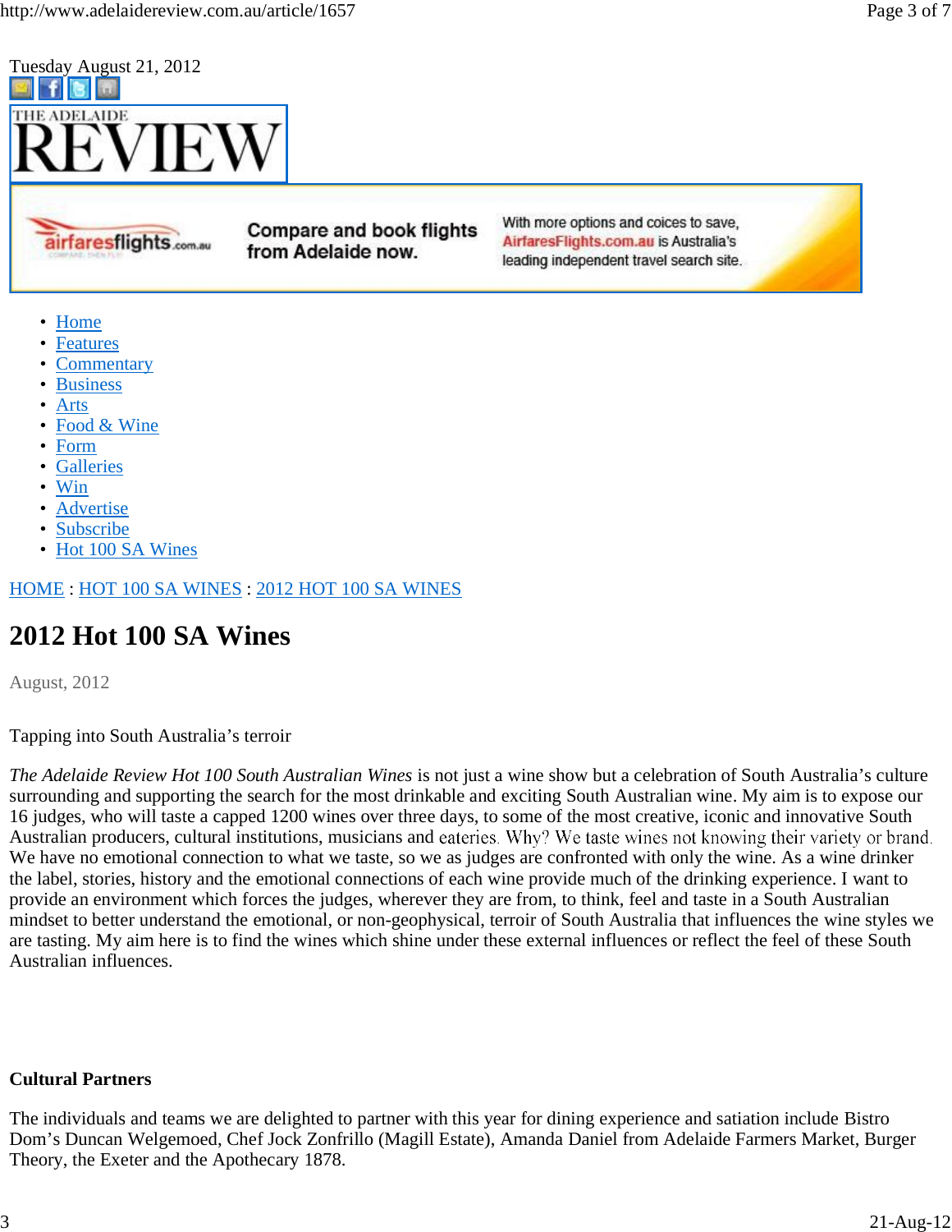Tuesday August 21, 2012

THE ADELAIDE REVIEW

airfaresflights.com.au — Compare and book flights from Adelaide now. With more options and coices to save, AirfaresFlights.com.au is Australia's leading independent travel search site.

- Home
- Features
- Commentary
- Business
- Arts
- Food & Wine
- Form
- Galleries
- Win
- Advertise
- Subscribe
- Hot 100 SA Wines

HOME : HOT 100 SA WINES : 2012 HOT 100 SA WINES

# 2012 Hot 100 SA Wines

August, 2012

Tapping into South Australia's terroir

*The Adelaide Review Hot 100 South Australian Wines* is not just a wine show but a celebration of South Australia's culture surrounding and supporting the search for the most drinkable and exciting South Australian wine. My aim is to expose our 16 judges, who will taste a capped 1200 wines over three days, to some of the most creative, iconic and innovative South Australian producers, cultural institutions, musicians and eateries. Why? We taste wines not knowing their variety or brand. We have no emotional connection to what we taste, so we as judges are confronted with only the wine. As a wine drinker the label, stories, history and the emotional connections of each wine provide much of the drinking experience. I want to provide an environment which forces the judges, wherever they are from, to think, feel and taste in a South Australian mindset to better understand the emotional, or non-geophysical, terroir of South Australia that influences the wine styles we are tasting. My aim here is to find the wines which shine under these external influences or reflect the feel of these South Australian influences.

**Cultural Partners**

The individuals and teams we are delighted to partner with this year for dining experience and satiation include Bistro Dom's Duncan Welgemoed, Chef Jock Zonfrillo (Magill Estate), Amanda Daniel from Adelaide Farmers Market, Burger Theory, the Exeter and the Apothecary 1878.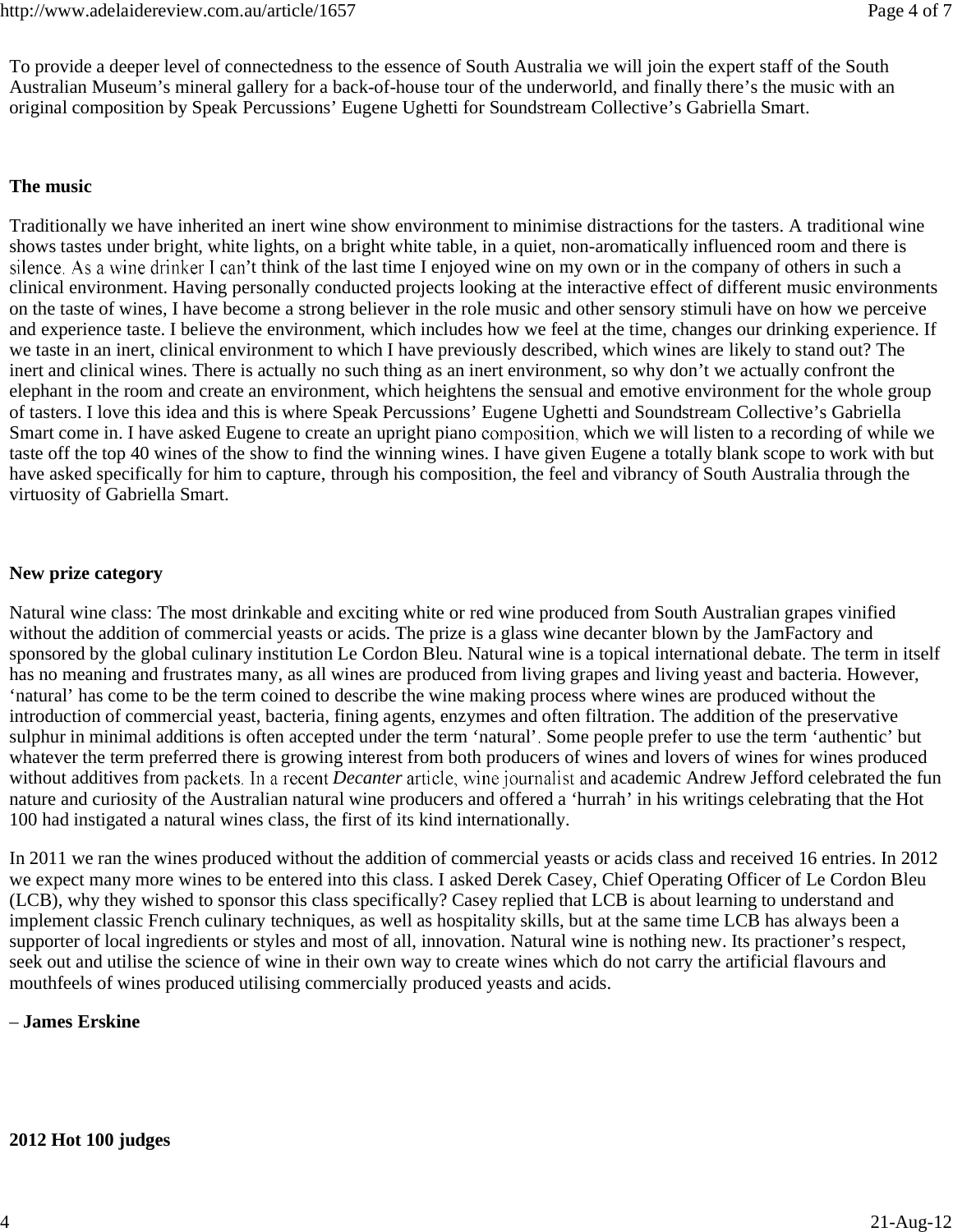To provide a deeper level of connectedness to the essence of South Australia we will join the expert staff of the South Australian Museum's mineral gallery for a back-of-house tour of the underworld, and finally there's the music with an original composition by Speak Percussions' Eugene Ughetti for Soundstream Collective's Gabriella Smart.

**The music**

Traditionally we have inherited an inert wine show environment to minimise distractions for the tasters. A traditional wine shows tastes under bright, white lights, on a bright white table, in a quiet, non-aromatically influenced room and there is silence. As a wine drinker I can't think of the last time I enjoyed wine on my own or in the company of others in such a clinical environment. Having personally conducted projects looking at the interactive effect of different music environments on the taste of wines, I have become a strong believer in the role music and other sensory stimuli have on how we perceive and experience taste. I believe the environment, which includes how we feel at the time, changes our drinking experience. If we taste in an inert, clinical environment to which I have previously described, which wines are likely to stand out? The inert and clinical wines. There is actually no such thing as an inert environment, so why don't we actually confront the elephant in the room and create an environment, which heightens the sensual and emotive environment for the whole group of tasters. I love this idea and this is where Speak Percussions' Eugene Ughetti and Soundstream Collective's Gabriella Smart come in. I have asked Eugene to create an upright piano composition, which we will listen to a recording of while we taste off the top 40 wines of the show to find the winning wines. I have given Eugene a totally blank scope to work with but have asked specifically for him to capture, through his composition, the feel and vibrancy of South Australia through the virtuosity of Gabriella Smart.

**New prize category**

Natural wine class: The most drinkable and exciting white or red wine produced from South Australian grapes vinified without the addition of commercial yeasts or acids. The prize is a glass wine decanter blown by the JamFactory and sponsored by the global culinary institution Le Cordon Bleu. Natural wine is a topical international debate. The term in itself has no meaning and frustrates many, as all wines are produced from living grapes and living yeast and bacteria. However, 'natural' has come to be the term coined to describe the wine making process where wines are produced without the introduction of commercial yeast, bacteria, fining agents, enzymes and often filtration. The addition of the preservative sulphur in minimal additions is often accepted under the term 'natural'. Some people prefer to use the term 'authentic' but whatever the term preferred there is growing interest from both producers of wines and lovers of wines for wines produced without additives from packets. In a recent *Decanter* article, wine journalist and academic Andrew Jefford celebrated the fun nature and curiosity of the Australian natural wine producers and offered a 'hurrah' in his writings celebrating that the Hot 100 had instigated a natural wines class, the first of its kind internationally.

In 2011 we ran the wines produced without the addition of commercial yeasts or acids class and received 16 entries. In 2012 we expect many more wines to be entered into this class. I asked Derek Casey, Chief Operating Officer of Le Cordon Bleu (LCB), why they wished to sponsor this class specifically? Casey replied that LCB is about learning to understand and implement classic French culinary techniques, as well as hospitality skills, but at the same time LCB has always been a supporter of local ingredients or styles and most of all, innovation. Natural wine is nothing new. Its practioner's respect, seek out and utilise the science of wine in their own way to create wines which do not carry the artificial flavours and mouthfeels of wines produced utilising commercially produced yeasts and acids.

– **James Erskine**

**2012 Hot 100 judges**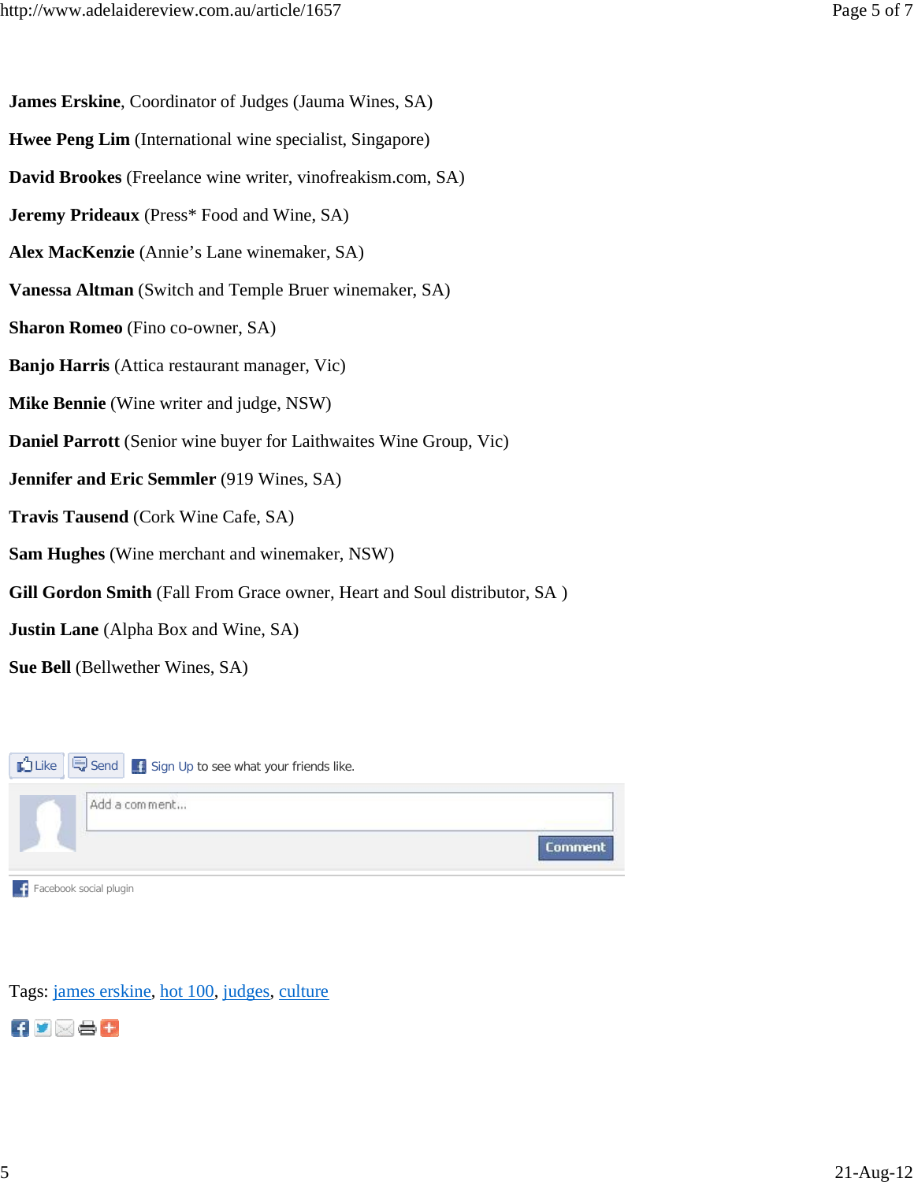**James Erskine**, Coordinator of Judges (Jauma Wines, SA)

**Hwee Peng Lim** (International wine specialist, Singapore)

**David Brookes** (Freelance wine writer, vinofreakism.com, SA)

**Jeremy Prideaux** (Press* Food and Wine, SA)

**Alex MacKenzie** (Annie’s Lane winemaker, SA)

**Vanessa Altman** (Switch and Temple Bruer winemaker, SA)

**Sharon Romeo** (Fino co-owner, SA)

**Banjo Harris** (Attica restaurant manager, Vic)

**Mike Bennie** (Wine writer and judge, NSW)

**Daniel Parrott** (Senior wine buyer for Laithwaites Wine Group, Vic)

**Jennifer and Eric Semmler** (919 Wines, SA)

**Travis Tausend** (Cork Wine Cafe, SA)

**Sam Hughes** (Wine merchant and winemaker, NSW)

**Gill Gordon Smith** (Fall From Grace owner, Heart and Soul distributor, SA )

**Justin Lane** (Alpha Box and Wine, SA)

**Sue Bell** (Bellwether Wines, SA)

Like Send Sign Up to see what your friends like.

Add a comment...

Comment

Facebook social plugin

Tags: james erskine, hot 100, judges, culture